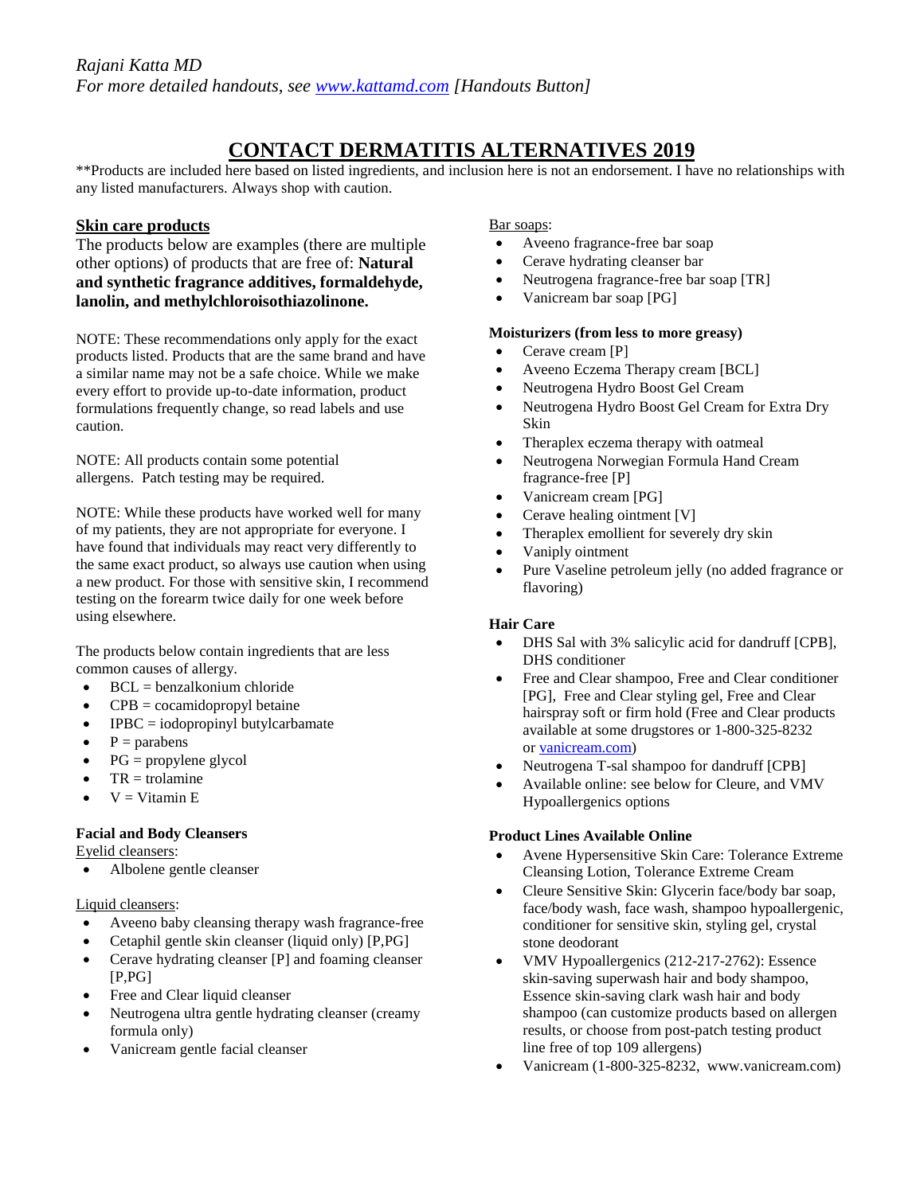*Rajani Katta MD*
*For more detailed handouts, see [www.kattamd.com](www.kattamd.com) [Handouts Button]*

# CONTACT DERMATITIS ALTERNATIVES 2019

**Products are included here based on listed ingredients, and inclusion here is not an endorsement. I have no relationships with any listed manufacturers. Always shop with caution.

## Skin care products

The products below are examples (there are multiple other options) of products that are free of: **Natural and synthetic fragrance additives, formaldehyde, lanolin, and methylchloroisothiazolinone.**

NOTE: These recommendations only apply for the exact products listed. Products that are the same brand and have a similar name may not be a safe choice. While we make every effort to provide up-to-date information, product formulations frequently change, so read labels and use caution.

NOTE: All products contain some potential allergens. Patch testing may be required.

NOTE: While these products have worked well for many of my patients, they are not appropriate for everyone. I have found that individuals may react very differently to the same exact product, so always use caution when using a new product. For those with sensitive skin, I recommend testing on the forearm twice daily for one week before using elsewhere.

The products below contain ingredients that are less common causes of allergy.

- BCL = benzalkonium chloride
- CPB = cocamidopropyl betaine
- IPBC = iodopropinyl butylcarbamate
- P = parabens
- PG = propylene glycol
- TR = trolamine
- V = Vitamin E

### Facial and Body Cleansers

Eyelid cleansers:

- Albolene gentle cleanser

Liquid cleansers:

- Aveeno baby cleansing therapy wash fragrance-free
- Cetaphil gentle skin cleanser (liquid only) [P,PG]
- Cerave hydrating cleanser [P] and foaming cleanser [P,PG]
- Free and Clear liquid cleanser
- Neutrogena ultra gentle hydrating cleanser (creamy formula only)
- Vanicream gentle facial cleanser

Bar soaps:

- Aveeno fragrance-free bar soap
- Cerave hydrating cleanser bar
- Neutrogena fragrance-free bar soap [TR]
- Vanicream bar soap [PG]

### Moisturizers (from less to more greasy)

- Cerave cream [P]
- Aveeno Eczema Therapy cream [BCL]
- Neutrogena Hydro Boost Gel Cream
- Neutrogena Hydro Boost Gel Cream for Extra Dry Skin
- Theraplex eczema therapy with oatmeal
- Neutrogena Norwegian Formula Hand Cream fragrance-free [P]
- Vanicream cream [PG]
- Cerave healing ointment [V]
- Theraplex emollient for severely dry skin
- Vaniply ointment
- Pure Vaseline petroleum jelly (no added fragrance or flavoring)

### Hair Care

- DHS Sal with 3% salicylic acid for dandruff [CPB], DHS conditioner
- Free and Clear shampoo, Free and Clear conditioner [PG], Free and Clear styling gel, Free and Clear hairspray soft or firm hold (Free and Clear products available at some drugstores or 1-800-325-8232 or [vanicream.com](vanicream.com))
- Neutrogena T-sal shampoo for dandruff [CPB]
- Available online: see below for Cleure, and VMV Hypoallergenics options

### Product Lines Available Online

- Avene Hypersensitive Skin Care: Tolerance Extreme Cleansing Lotion, Tolerance Extreme Cream
- Cleure Sensitive Skin: Glycerin face/body bar soap, face/body wash, face wash, shampoo hypoallergenic, conditioner for sensitive skin, styling gel, crystal stone deodorant
- VMV Hypoallergenics (212-217-2762): Essence skin-saving superwash hair and body shampoo, Essence skin-saving clark wash hair and body shampoo (can customize products based on allergen results, or choose from post-patch testing product line free of top 109 allergens)
- Vanicream (1-800-325-8232, www.vanicream.com)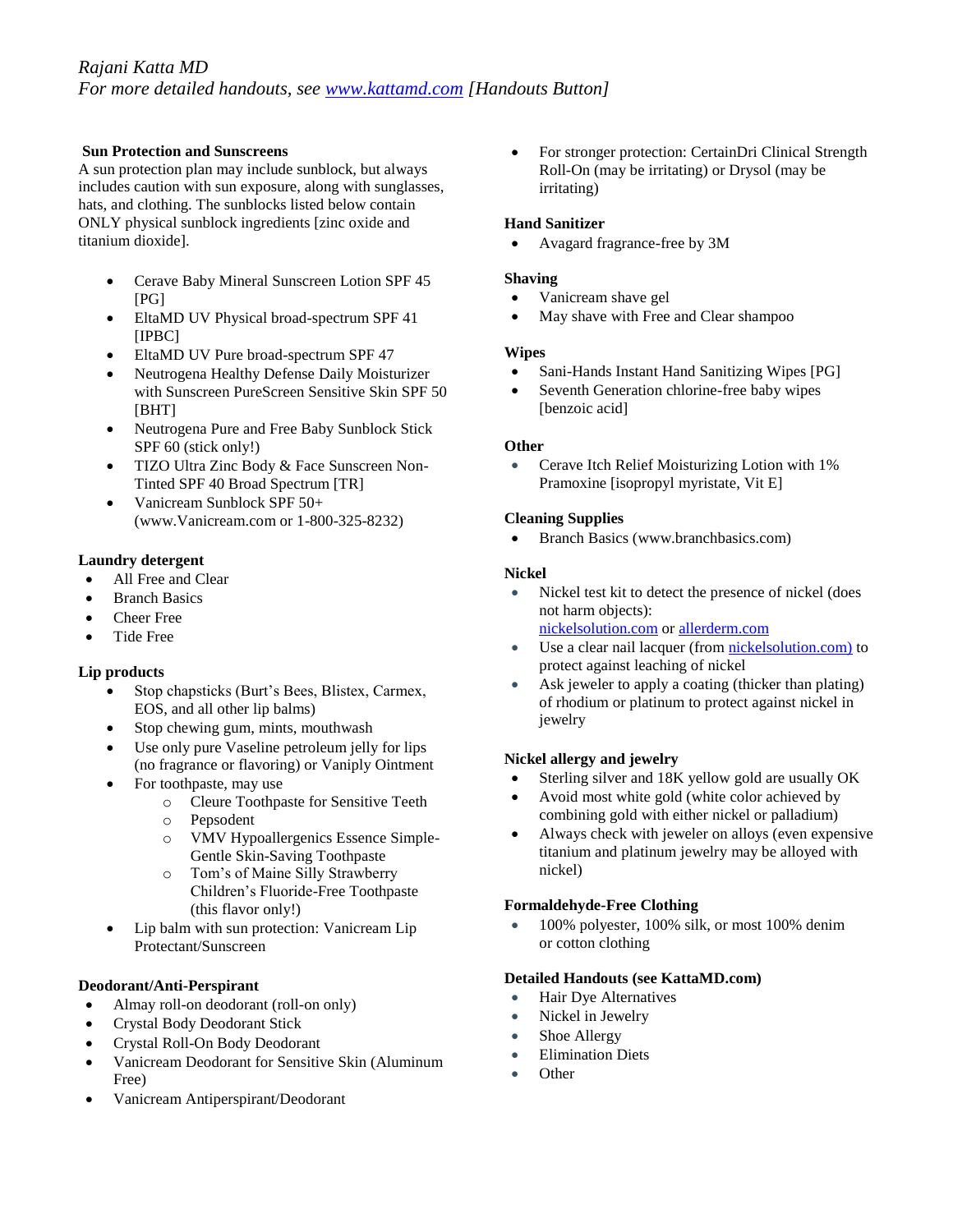*Rajani Katta MD*
*For more detailed handouts, see [www.kattamd.com](http://www.kattamd.com) [Handouts Button]*

**Sun Protection and Sunscreens**

A sun protection plan may include sunblock, but always includes caution with sun exposure, along with sunglasses, hats, and clothing. The sunblocks listed below contain ONLY physical sunblock ingredients [zinc oxide and titanium dioxide].

- Cerave Baby Mineral Sunscreen Lotion SPF 45 [PG]
- EltaMD UV Physical broad-spectrum SPF 41 [IPBC]
- EltaMD UV Pure broad-spectrum SPF 47
- Neutrogena Healthy Defense Daily Moisturizer with Sunscreen PureScreen Sensitive Skin SPF 50 [BHT]
- Neutrogena Pure and Free Baby Sunblock Stick SPF 60 (stick only!)
- TIZO Ultra Zinc Body & Face Sunscreen Non-Tinted SPF 40 Broad Spectrum [TR]
- Vanicream Sunblock SPF 50+ (www.Vanicream.com or 1-800-325-8232)

**Laundry detergent**

- All Free and Clear
- Branch Basics
- Cheer Free
- Tide Free

**Lip products**

- Stop chapsticks (Burt's Bees, Blistex, Carmex, EOS, and all other lip balms)
- Stop chewing gum, mints, mouthwash
- Use only pure Vaseline petroleum jelly for lips (no fragrance or flavoring) or Vaniply Ointment
- For toothpaste, may use
    - Cleure Toothpaste for Sensitive Teeth
    - Pepsodent
    - VMV Hypoallergenics Essence Simple-Gentle Skin-Saving Toothpaste
    - Tom's of Maine Silly Strawberry Children's Fluoride-Free Toothpaste (this flavor only!)
- Lip balm with sun protection: Vanicream Lip Protectant/Sunscreen

**Deodorant/Anti-Perspirant**

- Almay roll-on deodorant (roll-on only)
- Crystal Body Deodorant Stick
- Crystal Roll-On Body Deodorant
- Vanicream Deodorant for Sensitive Skin (Aluminum Free)
- Vanicream Antiperspirant/Deodorant
- For stronger protection: CertainDri Clinical Strength Roll-On (may be irritating) or Drysol (may be irritating)

**Hand Sanitizer**

- Avagard fragrance-free by 3M

**Shaving**

- Vanicream shave gel
- May shave with Free and Clear shampoo

**Wipes**

- Sani-Hands Instant Hand Sanitizing Wipes [PG]
- Seventh Generation chlorine-free baby wipes [benzoic acid]

**Other**

- Cerave Itch Relief Moisturizing Lotion with 1% Pramoxine [isopropyl myristate, Vit E]

**Cleaning Supplies**

- Branch Basics (www.branchbasics.com)

**Nickel**

- Nickel test kit to detect the presence of nickel (does not harm objects): [nickelsolution.com](http://nickelsolution.com) or [allerderm.com](http://allerderm.com)
- Use a clear nail lacquer (from [nickelsolution.com)](http://nickelsolution.com) to protect against leaching of nickel
- Ask jeweler to apply a coating (thicker than plating) of rhodium or platinum to protect against nickel in jewelry

**Nickel allergy and jewelry**

- Sterling silver and 18K yellow gold are usually OK
- Avoid most white gold (white color achieved by combining gold with either nickel or palladium)
- Always check with jeweler on alloys (even expensive titanium and platinum jewelry may be alloyed with nickel)

**Formaldehyde-Free Clothing**

- 100% polyester, 100% silk, or most 100% denim or cotton clothing

**Detailed Handouts (see KattaMD.com)**

- Hair Dye Alternatives
- Nickel in Jewelry
- Shoe Allergy
- Elimination Diets
- Other